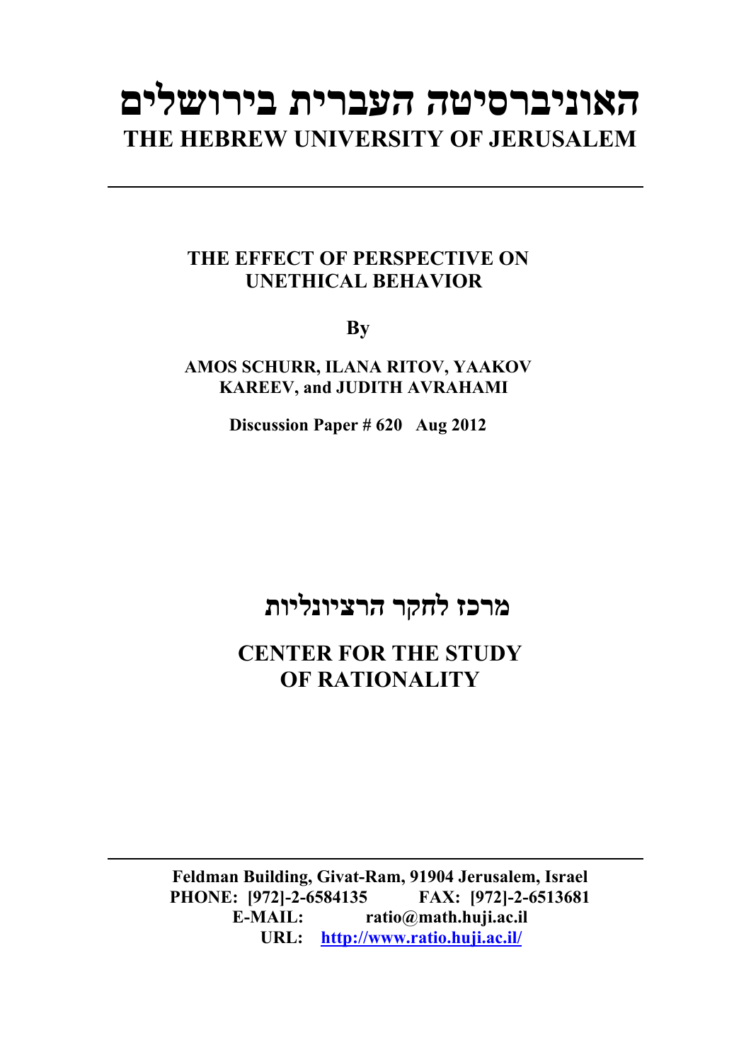# האוניברסיטה העברית בירושלים

# THE HEBREW UNIVERSITY OF JERUSALEM

---

## THE EFFECT OF PERSPECTIVE ON UNETHICAL BEHAVIOR

**By**

**AMOS SCHURR, ILANA RITOV, YAAKOV KAREEV, and JUDITH AVRAHAMI**

**Discussion Paper # 620 Aug 2012**

## מרכז לחקר הרציונליות

## CENTER FOR THE STUDY OF RATIONALITY

---

**Feldman Building, Givat-Ram, 91904 Jerusalem, Israel**
**PHONE: [972]-2-6584135 FAX: [972]-2-6513681**
**E-MAIL: ratio@math.huji.ac.il**
**URL: http://www.ratio.huji.ac.il/**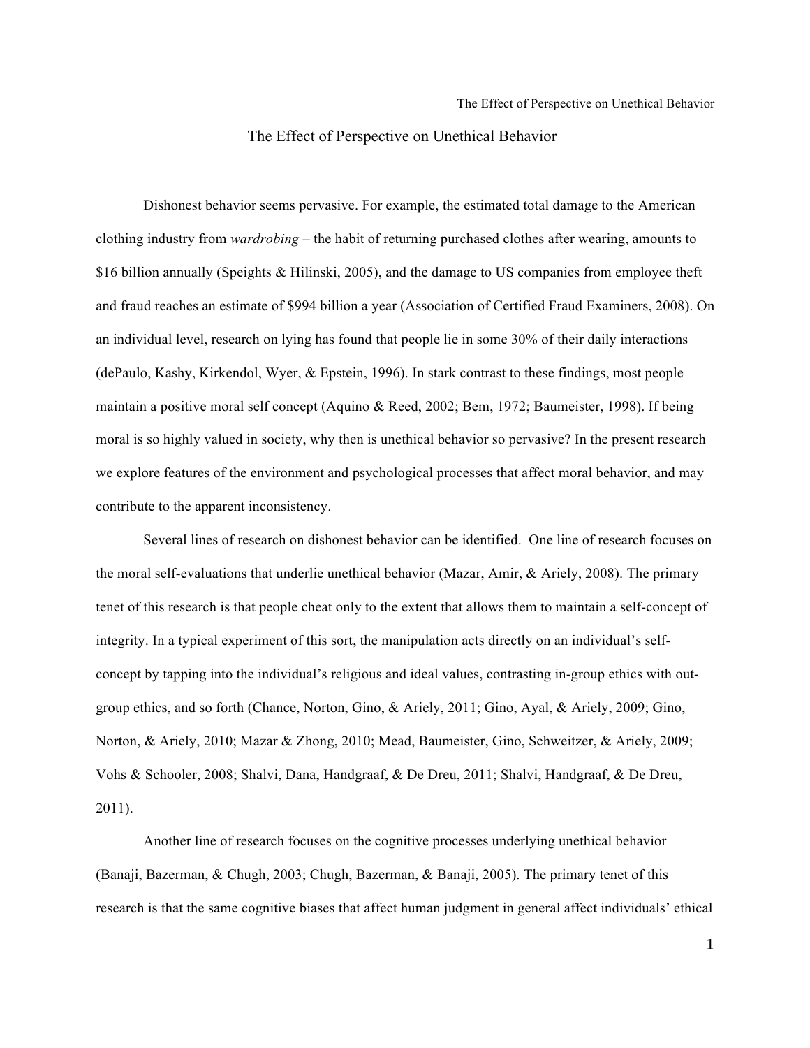# The Effect of Perspective on Unethical Behavior

Dishonest behavior seems pervasive. For example, the estimated total damage to the American clothing industry from *wardrobing* – the habit of returning purchased clothes after wearing, amounts to $16 billion annually (Speights & Hilinski, 2005), and the damage to US companies from employee theft and fraud reaches an estimate of $994 billion a year (Association of Certified Fraud Examiners, 2008). On an individual level, research on lying has found that people lie in some 30% of their daily interactions (dePaulo, Kashy, Kirkendol, Wyer, & Epstein, 1996). In stark contrast to these findings, most people maintain a positive moral self concept (Aquino & Reed, 2002; Bem, 1972; Baumeister, 1998). If being moral is so highly valued in society, why then is unethical behavior so pervasive? In the present research we explore features of the environment and psychological processes that affect moral behavior, and may contribute to the apparent inconsistency.

Several lines of research on dishonest behavior can be identified. One line of research focuses on the moral self-evaluations that underlie unethical behavior (Mazar, Amir, & Ariely, 2008). The primary tenet of this research is that people cheat only to the extent that allows them to maintain a self-concept of integrity. In a typical experiment of this sort, the manipulation acts directly on an individual's self-concept by tapping into the individual's religious and ideal values, contrasting in-group ethics with out-group ethics, and so forth (Chance, Norton, Gino, & Ariely, 2011; Gino, Ayal, & Ariely, 2009; Gino, Norton, & Ariely, 2010; Mazar & Zhong, 2010; Mead, Baumeister, Gino, Schweitzer, & Ariely, 2009; Vohs & Schooler, 2008; Shalvi, Dana, Handgraaf, & De Dreu, 2011; Shalvi, Handgraaf, & De Dreu, 2011).

Another line of research focuses on the cognitive processes underlying unethical behavior (Banaji, Bazerman, & Chugh, 2003; Chugh, Bazerman, & Banaji, 2005). The primary tenet of this research is that the same cognitive biases that affect human judgment in general affect individuals' ethical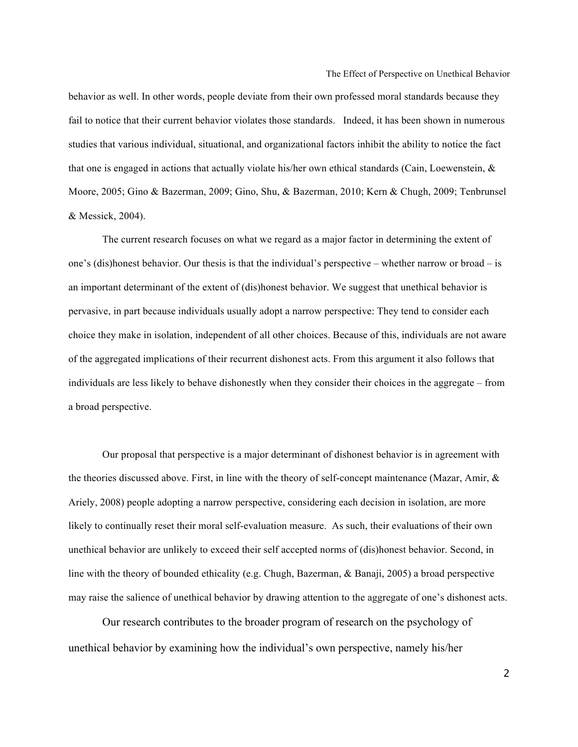behavior as well. In other words, people deviate from their own professed moral standards because they fail to notice that their current behavior violates those standards. Indeed, it has been shown in numerous studies that various individual, situational, and organizational factors inhibit the ability to notice the fact that one is engaged in actions that actually violate his/her own ethical standards (Cain, Loewenstein, & Moore, 2005; Gino & Bazerman, 2009; Gino, Shu, & Bazerman, 2010; Kern & Chugh, 2009; Tenbrunsel & Messick, 2004).

The current research focuses on what we regard as a major factor in determining the extent of one's (dis)honest behavior. Our thesis is that the individual's perspective – whether narrow or broad – is an important determinant of the extent of (dis)honest behavior. We suggest that unethical behavior is pervasive, in part because individuals usually adopt a narrow perspective: They tend to consider each choice they make in isolation, independent of all other choices. Because of this, individuals are not aware of the aggregated implications of their recurrent dishonest acts. From this argument it also follows that individuals are less likely to behave dishonestly when they consider their choices in the aggregate – from a broad perspective.

Our proposal that perspective is a major determinant of dishonest behavior is in agreement with the theories discussed above. First, in line with the theory of self-concept maintenance (Mazar, Amir, & Ariely, 2008) people adopting a narrow perspective, considering each decision in isolation, are more likely to continually reset their moral self-evaluation measure. As such, their evaluations of their own unethical behavior are unlikely to exceed their self accepted norms of (dis)honest behavior. Second, in line with the theory of bounded ethicality (e.g. Chugh, Bazerman, & Banaji, 2005) a broad perspective may raise the salience of unethical behavior by drawing attention to the aggregate of one's dishonest acts.

Our research contributes to the broader program of research on the psychology of unethical behavior by examining how the individual's own perspective, namely his/her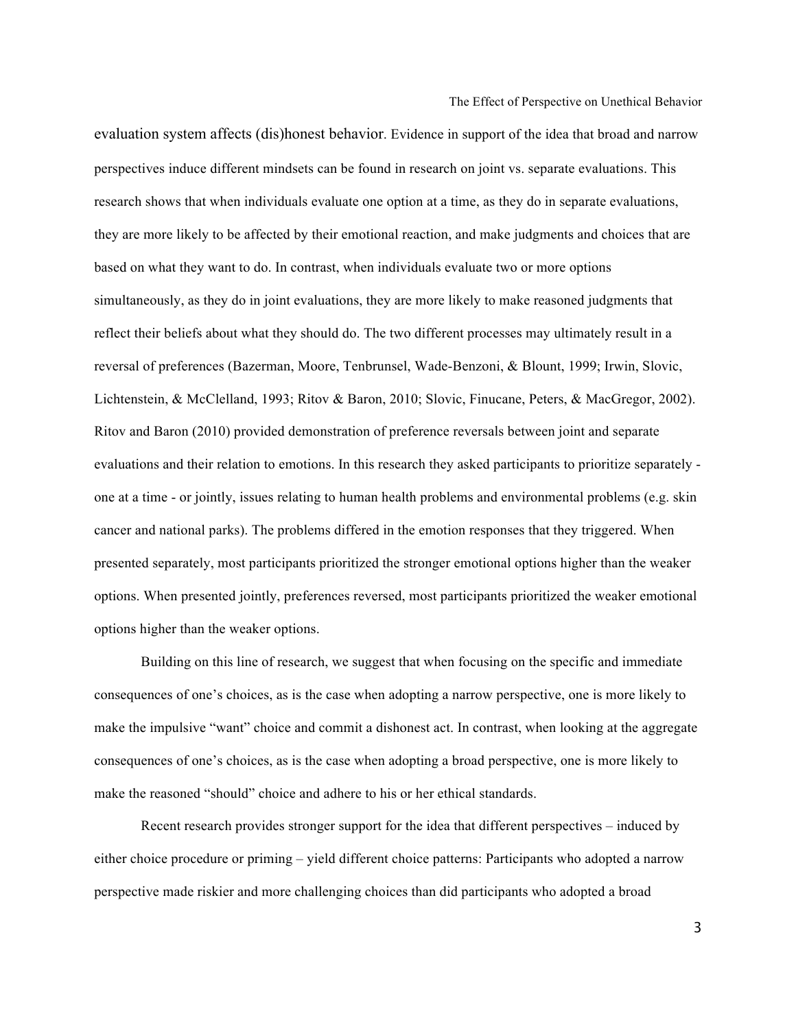evaluation system affects (dis)honest behavior. Evidence in support of the idea that broad and narrow perspectives induce different mindsets can be found in research on joint vs. separate evaluations. This research shows that when individuals evaluate one option at a time, as they do in separate evaluations, they are more likely to be affected by their emotional reaction, and make judgments and choices that are based on what they want to do. In contrast, when individuals evaluate two or more options simultaneously, as they do in joint evaluations, they are more likely to make reasoned judgments that reflect their beliefs about what they should do. The two different processes may ultimately result in a reversal of preferences (Bazerman, Moore, Tenbrunsel, Wade-Benzoni, & Blount, 1999; Irwin, Slovic, Lichtenstein, & McClelland, 1993; Ritov & Baron, 2010; Slovic, Finucane, Peters, & MacGregor, 2002). Ritov and Baron (2010) provided demonstration of preference reversals between joint and separate evaluations and their relation to emotions. In this research they asked participants to prioritize separately - one at a time - or jointly, issues relating to human health problems and environmental problems (e.g. skin cancer and national parks). The problems differed in the emotion responses that they triggered. When presented separately, most participants prioritized the stronger emotional options higher than the weaker options. When presented jointly, preferences reversed, most participants prioritized the weaker emotional options higher than the weaker options.

Building on this line of research, we suggest that when focusing on the specific and immediate consequences of one's choices, as is the case when adopting a narrow perspective, one is more likely to make the impulsive "want" choice and commit a dishonest act. In contrast, when looking at the aggregate consequences of one's choices, as is the case when adopting a broad perspective, one is more likely to make the reasoned "should" choice and adhere to his or her ethical standards.

Recent research provides stronger support for the idea that different perspectives – induced by either choice procedure or priming – yield different choice patterns: Participants who adopted a narrow perspective made riskier and more challenging choices than did participants who adopted a broad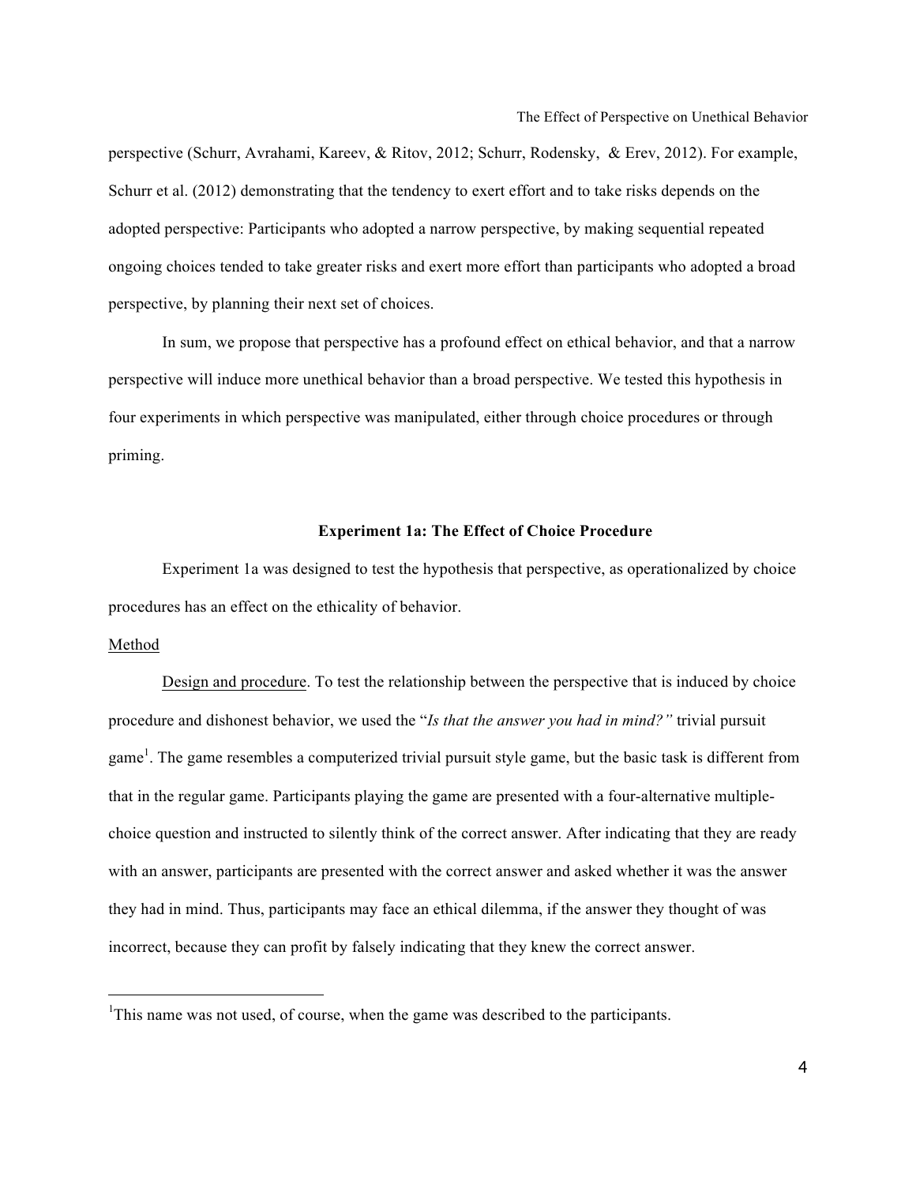perspective (Schurr, Avrahami, Kareev, & Ritov, 2012; Schurr, Rodensky, & Erev, 2012). For example, Schurr et al. (2012) demonstrating that the tendency to exert effort and to take risks depends on the adopted perspective: Participants who adopted a narrow perspective, by making sequential repeated ongoing choices tended to take greater risks and exert more effort than participants who adopted a broad perspective, by planning their next set of choices.

In sum, we propose that perspective has a profound effect on ethical behavior, and that a narrow perspective will induce more unethical behavior than a broad perspective. We tested this hypothesis in four experiments in which perspective was manipulated, either through choice procedures or through priming.

## Experiment 1a: The Effect of Choice Procedure

Experiment 1a was designed to test the hypothesis that perspective, as operationalized by choice procedures has an effect on the ethicality of behavior.

### Method

Design and procedure. To test the relationship between the perspective that is induced by choice procedure and dishonest behavior, we used the "*Is that the answer you had in mind?"* trivial pursuit game[1]. The game resembles a computerized trivial pursuit style game, but the basic task is different from that in the regular game. Participants playing the game are presented with a four-alternative multiple-choice question and instructed to silently think of the correct answer. After indicating that they are ready with an answer, participants are presented with the correct answer and asked whether it was the answer they had in mind. Thus, participants may face an ethical dilemma, if the answer they thought of was incorrect, because they can profit by falsely indicating that they knew the correct answer.

[1] This name was not used, of course, when the game was described to the participants.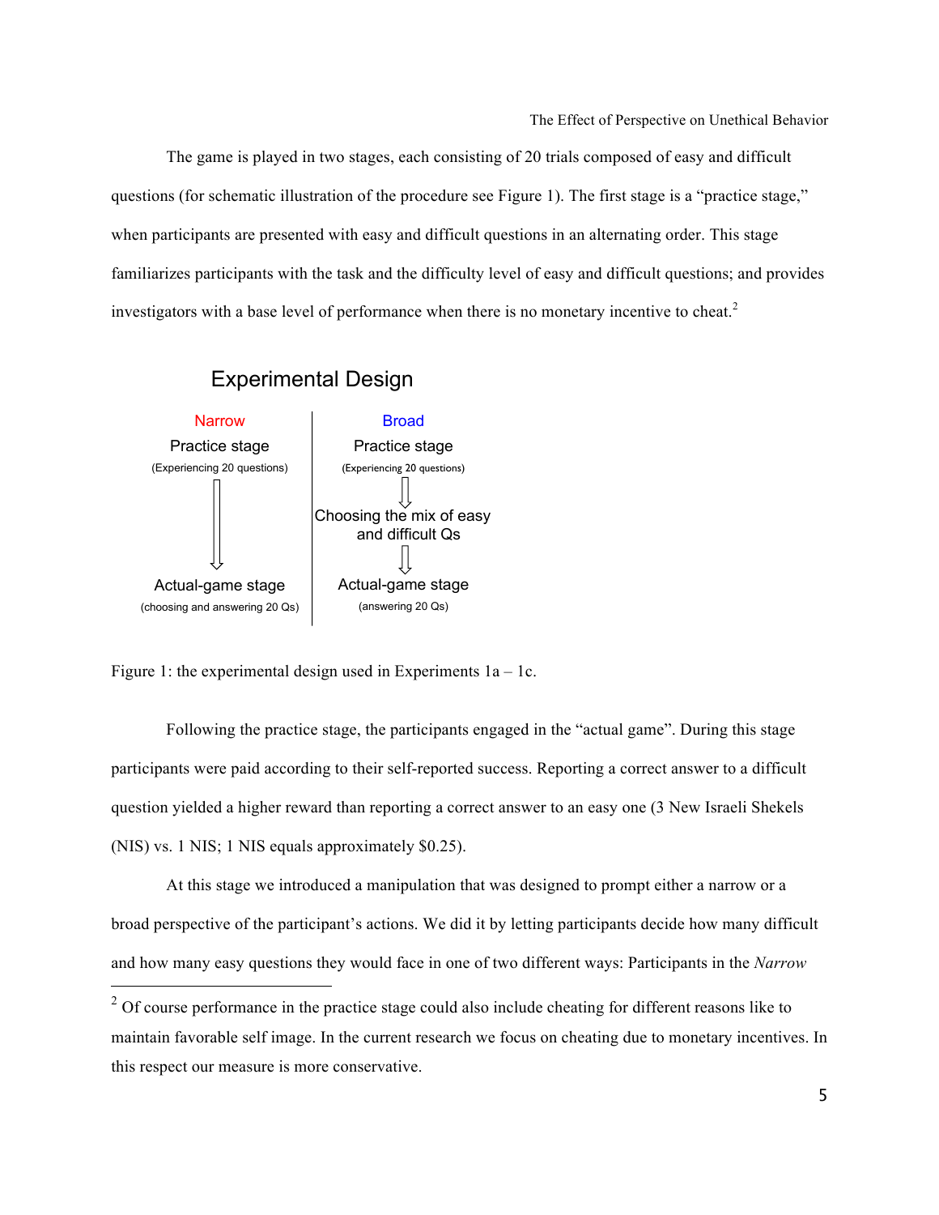The game is played in two stages, each consisting of 20 trials composed of easy and difficult questions (for schematic illustration of the procedure see Figure 1). The first stage is a "practice stage," when participants are presented with easy and difficult questions in an alternating order. This stage familiarizes participants with the task and the difficulty level of easy and difficult questions; and provides investigators with a base level of performance when there is no monetary incentive to cheat.[2]

**Experimental Design**

| Narrow | Broad |
| --- | --- |
| Practice stage (Experiencing 20 questions) | Practice stage (Experiencing 20 questions) |
| ↓ | ↓ |
| | Choosing the mix of easy and difficult Qs |
| | ↓ |
| Actual-game stage (choosing and answering 20 Qs) | Actual-game stage (answering 20 Qs) |

Figure 1: the experimental design used in Experiments 1a – 1c.

Following the practice stage, the participants engaged in the "actual game". During this stage participants were paid according to their self-reported success. Reporting a correct answer to a difficult question yielded a higher reward than reporting a correct answer to an easy one (3 New Israeli Shekels (NIS) vs. 1 NIS; 1 NIS equals approximately $0.25).

At this stage we introduced a manipulation that was designed to prompt either a narrow or a broad perspective of the participant's actions. We did it by letting participants decide how many difficult and how many easy questions they would face in one of two different ways: Participants in the *Narrow*

[2] Of course performance in the practice stage could also include cheating for different reasons like to maintain favorable self image. In the current research we focus on cheating due to monetary incentives. In this respect our measure is more conservative.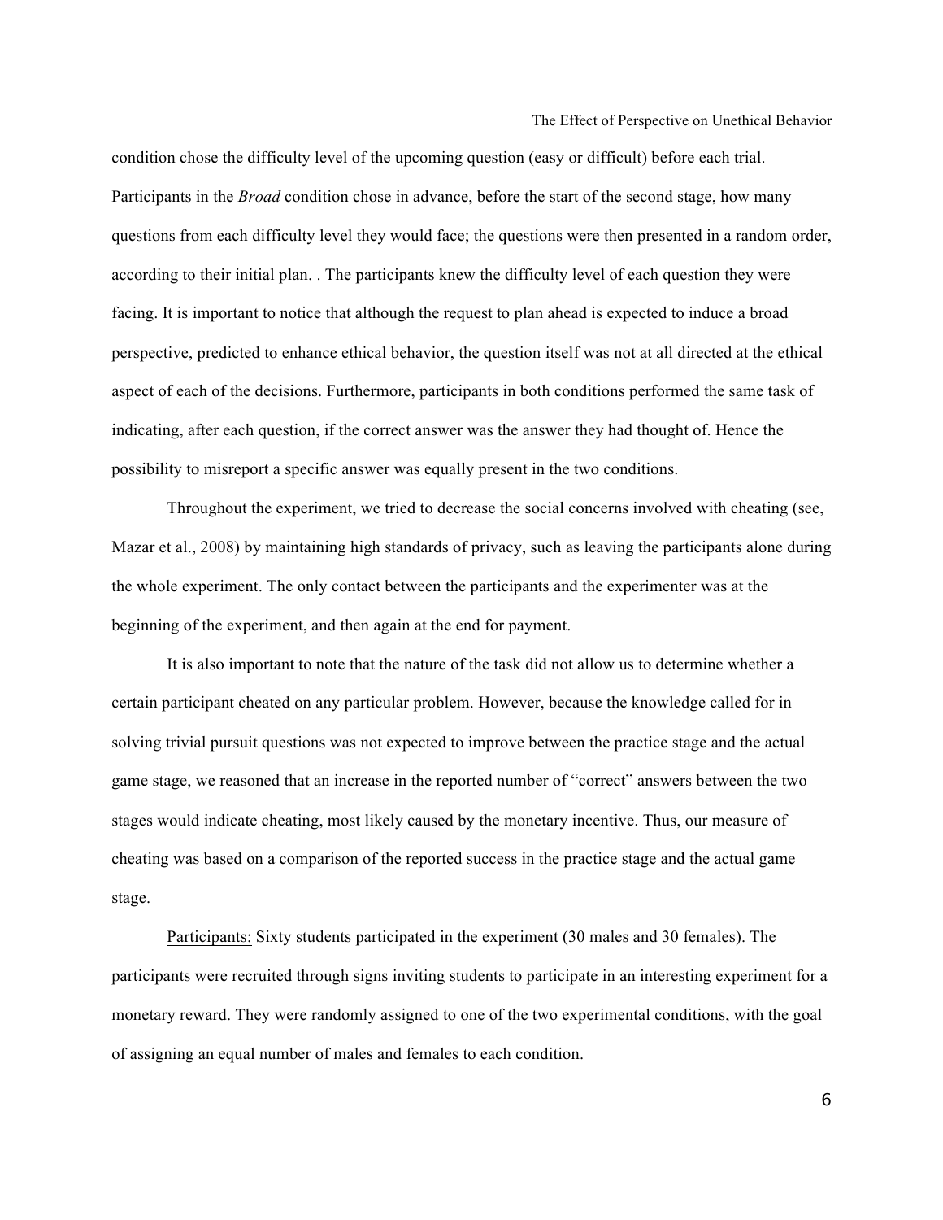condition chose the difficulty level of the upcoming question (easy or difficult) before each trial. Participants in the *Broad* condition chose in advance, before the start of the second stage, how many questions from each difficulty level they would face; the questions were then presented in a random order, according to their initial plan. . The participants knew the difficulty level of each question they were facing. It is important to notice that although the request to plan ahead is expected to induce a broad perspective, predicted to enhance ethical behavior, the question itself was not at all directed at the ethical aspect of each of the decisions. Furthermore, participants in both conditions performed the same task of indicating, after each question, if the correct answer was the answer they had thought of. Hence the possibility to misreport a specific answer was equally present in the two conditions.

Throughout the experiment, we tried to decrease the social concerns involved with cheating (see, Mazar et al., 2008) by maintaining high standards of privacy, such as leaving the participants alone during the whole experiment. The only contact between the participants and the experimenter was at the beginning of the experiment, and then again at the end for payment.

It is also important to note that the nature of the task did not allow us to determine whether a certain participant cheated on any particular problem. However, because the knowledge called for in solving trivial pursuit questions was not expected to improve between the practice stage and the actual game stage, we reasoned that an increase in the reported number of "correct" answers between the two stages would indicate cheating, most likely caused by the monetary incentive. Thus, our measure of cheating was based on a comparison of the reported success in the practice stage and the actual game stage.

<u>Participants:</u> Sixty students participated in the experiment (30 males and 30 females). The participants were recruited through signs inviting students to participate in an interesting experiment for a monetary reward. They were randomly assigned to one of the two experimental conditions, with the goal of assigning an equal number of males and females to each condition.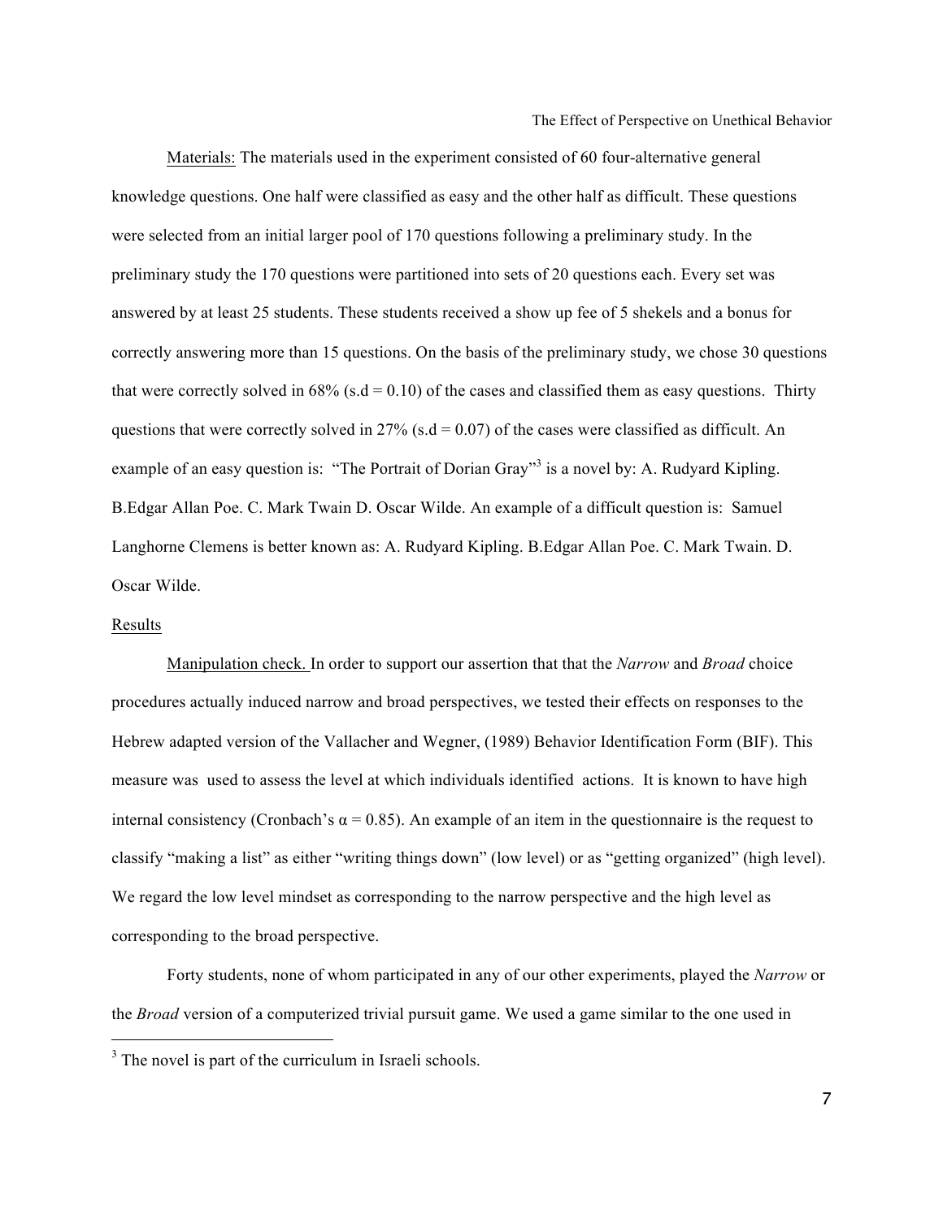Materials: The materials used in the experiment consisted of 60 four-alternative general knowledge questions. One half were classified as easy and the other half as difficult. These questions were selected from an initial larger pool of 170 questions following a preliminary study. In the preliminary study the 170 questions were partitioned into sets of 20 questions each. Every set was answered by at least 25 students. These students received a show up fee of 5 shekels and a bonus for correctly answering more than 15 questions. On the basis of the preliminary study, we chose 30 questions that were correctly solved in 68% (s.d = 0.10) of the cases and classified them as easy questions. Thirty questions that were correctly solved in 27% (s.d = 0.07) of the cases were classified as difficult. An example of an easy question is: "The Portrait of Dorian Gray"[3] is a novel by: A. Rudyard Kipling. B.Edgar Allan Poe. C. Mark Twain D. Oscar Wilde. An example of a difficult question is: Samuel Langhorne Clemens is better known as: A. Rudyard Kipling. B.Edgar Allan Poe. C. Mark Twain. D. Oscar Wilde.

## Results

Manipulation check. In order to support our assertion that that the *Narrow* and *Broad* choice procedures actually induced narrow and broad perspectives, we tested their effects on responses to the Hebrew adapted version of the Vallacher and Wegner, (1989) Behavior Identification Form (BIF). This measure was used to assess the level at which individuals identified actions. It is known to have high internal consistency (Cronbach's $\alpha = 0.85$). An example of an item in the questionnaire is the request to classify "making a list" as either "writing things down" (low level) or as "getting organized" (high level). We regard the low level mindset as corresponding to the narrow perspective and the high level as corresponding to the broad perspective.

Forty students, none of whom participated in any of our other experiments, played the *Narrow* or the *Broad* version of a computerized trivial pursuit game. We used a game similar to the one used in

[3] The novel is part of the curriculum in Israeli schools.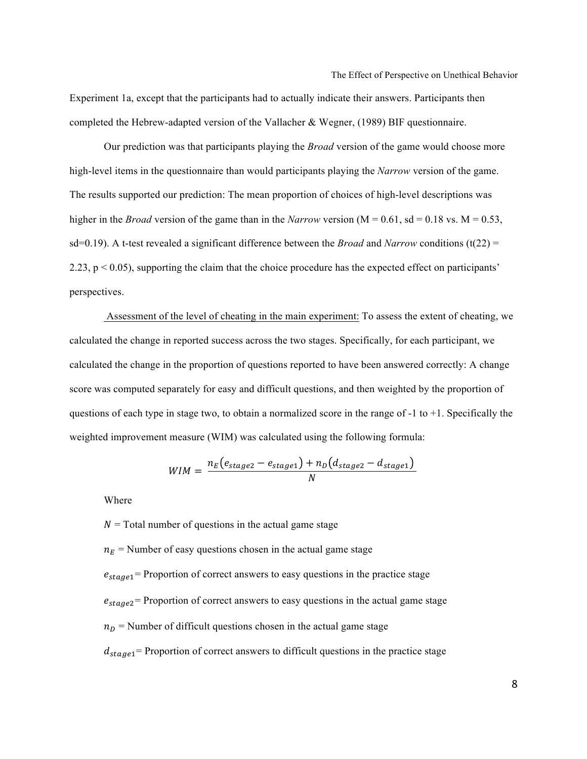Experiment 1a, except that the participants had to actually indicate their answers. Participants then completed the Hebrew-adapted version of the Vallacher & Wegner, (1989) BIF questionnaire.

Our prediction was that participants playing the *Broad* version of the game would choose more high-level items in the questionnaire than would participants playing the *Narrow* version of the game. The results supported our prediction: The mean proportion of choices of high-level descriptions was higher in the *Broad* version of the game than in the *Narrow* version (M = 0.61, sd = 0.18 vs. M = 0.53, sd=0.19). A t-test revealed a significant difference between the *Broad* and *Narrow* conditions ($t(22) = 2.23$, $p < 0.05$), supporting the claim that the choice procedure has the expected effect on participants' perspectives.

<u>Assessment of the level of cheating in the main experiment:</u> To assess the extent of cheating, we calculated the change in reported success across the two stages. Specifically, for each participant, we calculated the change in the proportion of questions reported to have been answered correctly: A change score was computed separately for easy and difficult questions, and then weighted by the proportion of questions of each type in stage two, to obtain a normalized score in the range of -1 to +1. Specifically the weighted improvement measure (WIM) was calculated using the following formula:

$$WIM = \frac{n_E\left(e_{stage2} - e_{stage1}\right) + n_D\left(d_{stage2} - d_{stage1}\right)}{N}$$

Where

$N$ = Total number of questions in the actual game stage

$n_E$ = Number of easy questions chosen in the actual game stage

$e_{stage1}$ = Proportion of correct answers to easy questions in the practice stage

$e_{stage2}$ = Proportion of correct answers to easy questions in the actual game stage

$n_D$ = Number of difficult questions chosen in the actual game stage

$d_{stage1}$ = Proportion of correct answers to difficult questions in the practice stage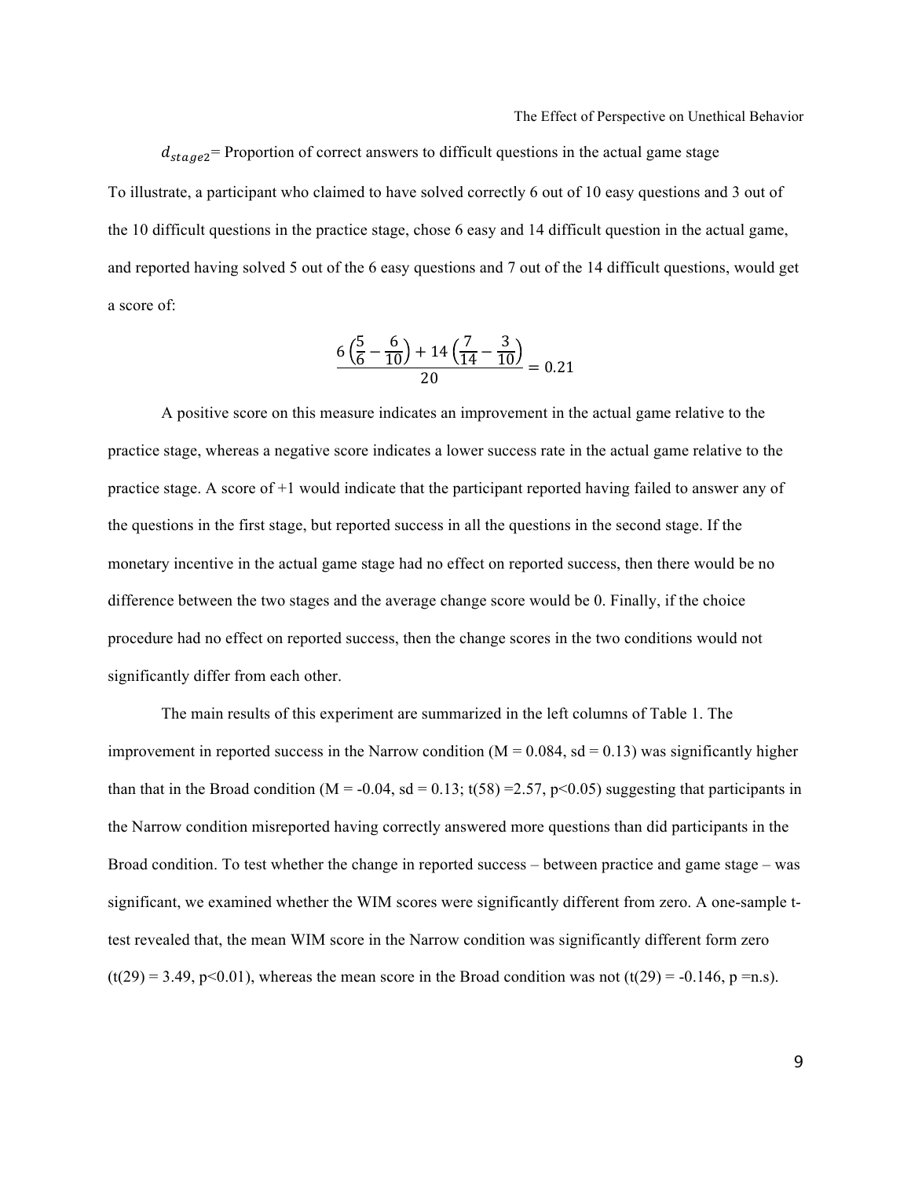$d_{stage2}$= Proportion of correct answers to difficult questions in the actual game stage

To illustrate, a participant who claimed to have solved correctly 6 out of 10 easy questions and 3 out of the 10 difficult questions in the practice stage, chose 6 easy and 14 difficult question in the actual game, and reported having solved 5 out of the 6 easy questions and 7 out of the 14 difficult questions, would get a score of:

$$\frac{6\left(\frac{5}{6}-\frac{6}{10}\right)+14\left(\frac{7}{14}-\frac{3}{10}\right)}{20}=0.21$$

A positive score on this measure indicates an improvement in the actual game relative to the practice stage, whereas a negative score indicates a lower success rate in the actual game relative to the practice stage. A score of +1 would indicate that the participant reported having failed to answer any of the questions in the first stage, but reported success in all the questions in the second stage. If the monetary incentive in the actual game stage had no effect on reported success, then there would be no difference between the two stages and the average change score would be 0. Finally, if the choice procedure had no effect on reported success, then the change scores in the two conditions would not significantly differ from each other.

The main results of this experiment are summarized in the left columns of Table 1. The improvement in reported success in the Narrow condition (M = 0.084, sd = 0.13) was significantly higher than that in the Broad condition (M = -0.04, sd = 0.13; $t(58)$ =2.57, $p<0.05$) suggesting that participants in the Narrow condition misreported having correctly answered more questions than did participants in the Broad condition. To test whether the change in reported success – between practice and game stage – was significant, we examined whether the WIM scores were significantly different from zero. A one-sample t-test revealed that, the mean WIM score in the Narrow condition was significantly different form zero ($t(29)$ = 3.49, $p<0.01$), whereas the mean score in the Broad condition was not ($t(29)$ = -0.146, p =n.s).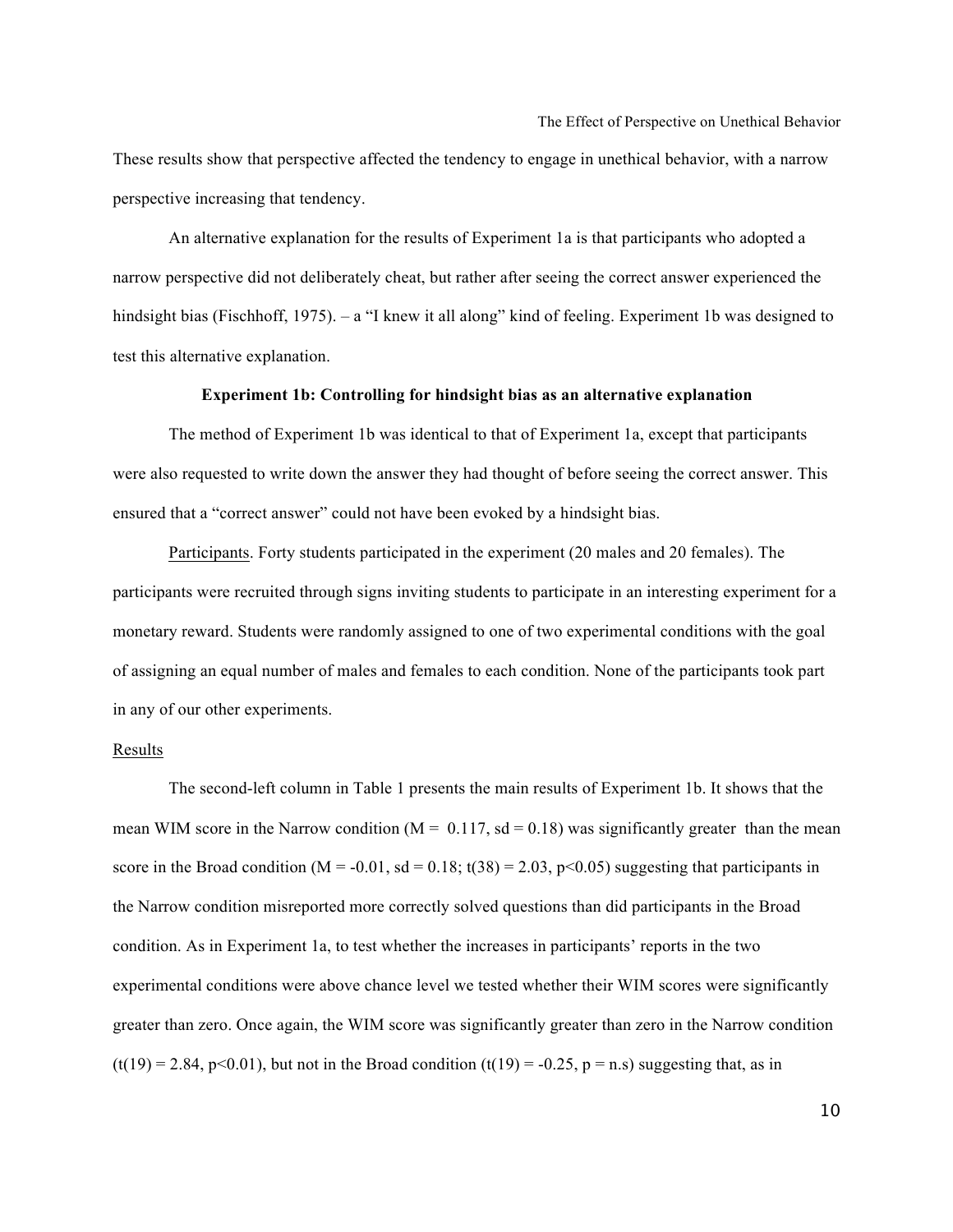These results show that perspective affected the tendency to engage in unethical behavior, with a narrow perspective increasing that tendency.

An alternative explanation for the results of Experiment 1a is that participants who adopted a narrow perspective did not deliberately cheat, but rather after seeing the correct answer experienced the hindsight bias (Fischhoff, 1975). – a "I knew it all along" kind of feeling. Experiment 1b was designed to test this alternative explanation.

**Experiment 1b: Controlling for hindsight bias as an alternative explanation**

The method of Experiment 1b was identical to that of Experiment 1a, except that participants were also requested to write down the answer they had thought of before seeing the correct answer. This ensured that a "correct answer" could not have been evoked by a hindsight bias.

Participants. Forty students participated in the experiment (20 males and 20 females). The participants were recruited through signs inviting students to participate in an interesting experiment for a monetary reward. Students were randomly assigned to one of two experimental conditions with the goal of assigning an equal number of males and females to each condition. None of the participants took part in any of our other experiments.

Results

The second-left column in Table 1 presents the main results of Experiment 1b. It shows that the mean WIM score in the Narrow condition ($M = 0.117$, $sd = 0.18$) was significantly greater than the mean score in the Broad condition ($M = -0.01$, $sd = 0.18$; $t(38) = 2.03$, $p<0.05$) suggesting that participants in the Narrow condition misreported more correctly solved questions than did participants in the Broad condition. As in Experiment 1a, to test whether the increases in participants' reports in the two experimental conditions were above chance level we tested whether their WIM scores were significantly greater than zero. Once again, the WIM score was significantly greater than zero in the Narrow condition ($t(19) = 2.84$, $p<0.01$), but not in the Broad condition ($t(19) = -0.25$, $p$ = n.s) suggesting that, as in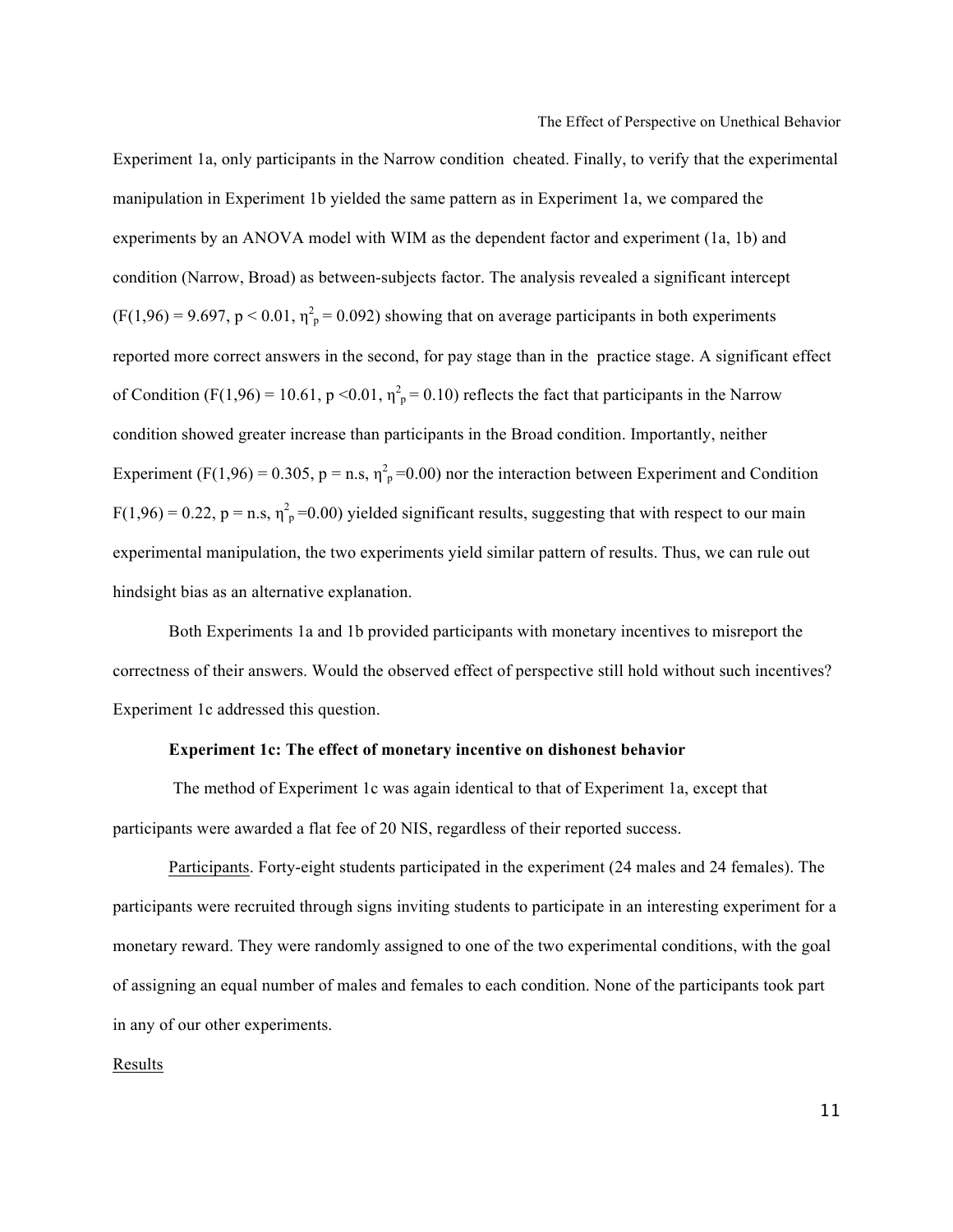Experiment 1a, only participants in the Narrow condition cheated. Finally, to verify that the experimental manipulation in Experiment 1b yielded the same pattern as in Experiment 1a, we compared the experiments by an ANOVA model with WIM as the dependent factor and experiment (1a, 1b) and condition (Narrow, Broad) as between-subjects factor. The analysis revealed a significant intercept ($F(1,96) = 9.697$, $p < 0.01$, $\eta^2_p = 0.092$) showing that on average participants in both experiments reported more correct answers in the second, for pay stage than in the practice stage. A significant effect of Condition ($F(1,96) = 10.61$, $p < 0.01$, $\eta^2_p = 0.10$) reflects the fact that participants in the Narrow condition showed greater increase than participants in the Broad condition. Importantly, neither Experiment ($F(1,96) = 0.305$, $p =$ n.s, $\eta^2_p = 0.00$) nor the interaction between Experiment and Condition $F(1,96) = 0.22$, $p =$ n.s, $\eta^2_p = 0.00$) yielded significant results, suggesting that with respect to our main experimental manipulation, the two experiments yield similar pattern of results. Thus, we can rule out hindsight bias as an alternative explanation.

Both Experiments 1a and 1b provided participants with monetary incentives to misreport the correctness of their answers. Would the observed effect of perspective still hold without such incentives? Experiment 1c addressed this question.

**Experiment 1c: The effect of monetary incentive on dishonest behavior**

The method of Experiment 1c was again identical to that of Experiment 1a, except that participants were awarded a flat fee of 20 NIS, regardless of their reported success.

Participants. Forty-eight students participated in the experiment (24 males and 24 females). The participants were recruited through signs inviting students to participate in an interesting experiment for a monetary reward. They were randomly assigned to one of the two experimental conditions, with the goal of assigning an equal number of males and females to each condition. None of the participants took part in any of our other experiments.

Results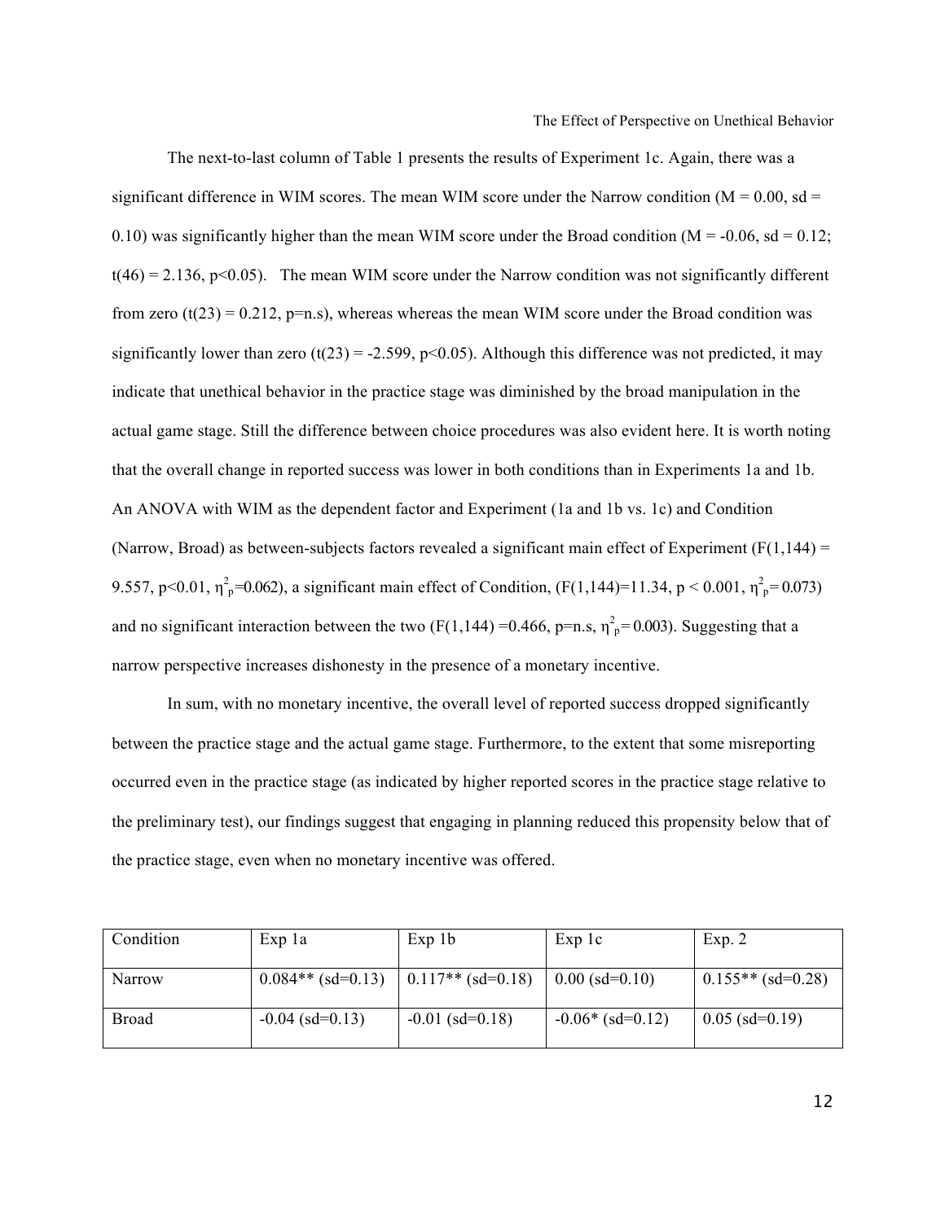The next-to-last column of Table 1 presents the results of Experiment 1c. Again, there was a significant difference in WIM scores. The mean WIM score under the Narrow condition (M = 0.00, sd = 0.10) was significantly higher than the mean WIM score under the Broad condition (M = -0.06, sd = 0.12; $t(46) = 2.136$, $p<0.05$). The mean WIM score under the Narrow condition was not significantly different from zero ($t(23) = 0.212$, p=n.s), whereas whereas the mean WIM score under the Broad condition was significantly lower than zero ($t(23) = -2.599$, $p<0.05$). Although this difference was not predicted, it may indicate that unethical behavior in the practice stage was diminished by the broad manipulation in the actual game stage. Still the difference between choice procedures was also evident here. It is worth noting that the overall change in reported success was lower in both conditions than in Experiments 1a and 1b. An ANOVA with WIM as the dependent factor and Experiment (1a and 1b vs. 1c) and Condition (Narrow, Broad) as between-subjects factors revealed a significant main effect of Experiment ($F(1,144) = 9.557$, $p<0.01$, $\eta^2_p=0.062$), a significant main effect of Condition, ($F(1,144)=11.34$, $p < 0.001$, $\eta^2_p= 0.073$) and no significant interaction between the two ($F(1,144) =0.466$, p=n.s, $\eta^2_p= 0.003$). Suggesting that a narrow perspective increases dishonesty in the presence of a monetary incentive.

In sum, with no monetary incentive, the overall level of reported success dropped significantly between the practice stage and the actual game stage. Furthermore, to the extent that some misreporting occurred even in the practice stage (as indicated by higher reported scores in the practice stage relative to the preliminary test), our findings suggest that engaging in planning reduced this propensity below that of the practice stage, even when no monetary incentive was offered.

| Condition | Exp 1a | Exp 1b | Exp 1c | Exp. 2 |
|---|---|---|---|---|
| Narrow | 0.084** (sd=0.13) | 0.117** (sd=0.18) | 0.00 (sd=0.10) | 0.155** (sd=0.28) |
| Broad | -0.04 (sd=0.13) | -0.01 (sd=0.18) | -0.06* (sd=0.12) | 0.05 (sd=0.19) |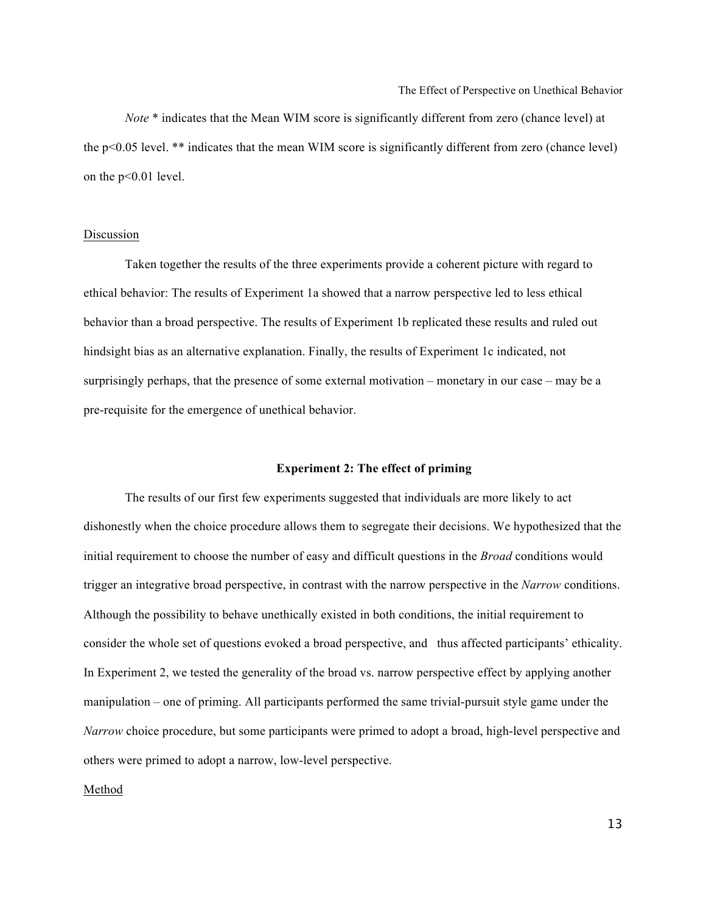*Note* * indicates that the Mean WIM score is significantly different from zero (chance level) at the $p<0.05$ level. ** indicates that the mean WIM score is significantly different from zero (chance level) on the $p<0.01$ level.

Discussion

Taken together the results of the three experiments provide a coherent picture with regard to ethical behavior: The results of Experiment 1a showed that a narrow perspective led to less ethical behavior than a broad perspective. The results of Experiment 1b replicated these results and ruled out hindsight bias as an alternative explanation. Finally, the results of Experiment 1c indicated, not surprisingly perhaps, that the presence of some external motivation – monetary in our case – may be a pre-requisite for the emergence of unethical behavior.

## Experiment 2: The effect of priming

The results of our first few experiments suggested that individuals are more likely to act dishonestly when the choice procedure allows them to segregate their decisions. We hypothesized that the initial requirement to choose the number of easy and difficult questions in the *Broad* conditions would trigger an integrative broad perspective, in contrast with the narrow perspective in the *Narrow* conditions. Although the possibility to behave unethically existed in both conditions, the initial requirement to consider the whole set of questions evoked a broad perspective, and thus affected participants' ethicality. In Experiment 2, we tested the generality of the broad vs. narrow perspective effect by applying another manipulation – one of priming. All participants performed the same trivial-pursuit style game under the *Narrow* choice procedure, but some participants were primed to adopt a broad, high-level perspective and others were primed to adopt a narrow, low-level perspective.

Method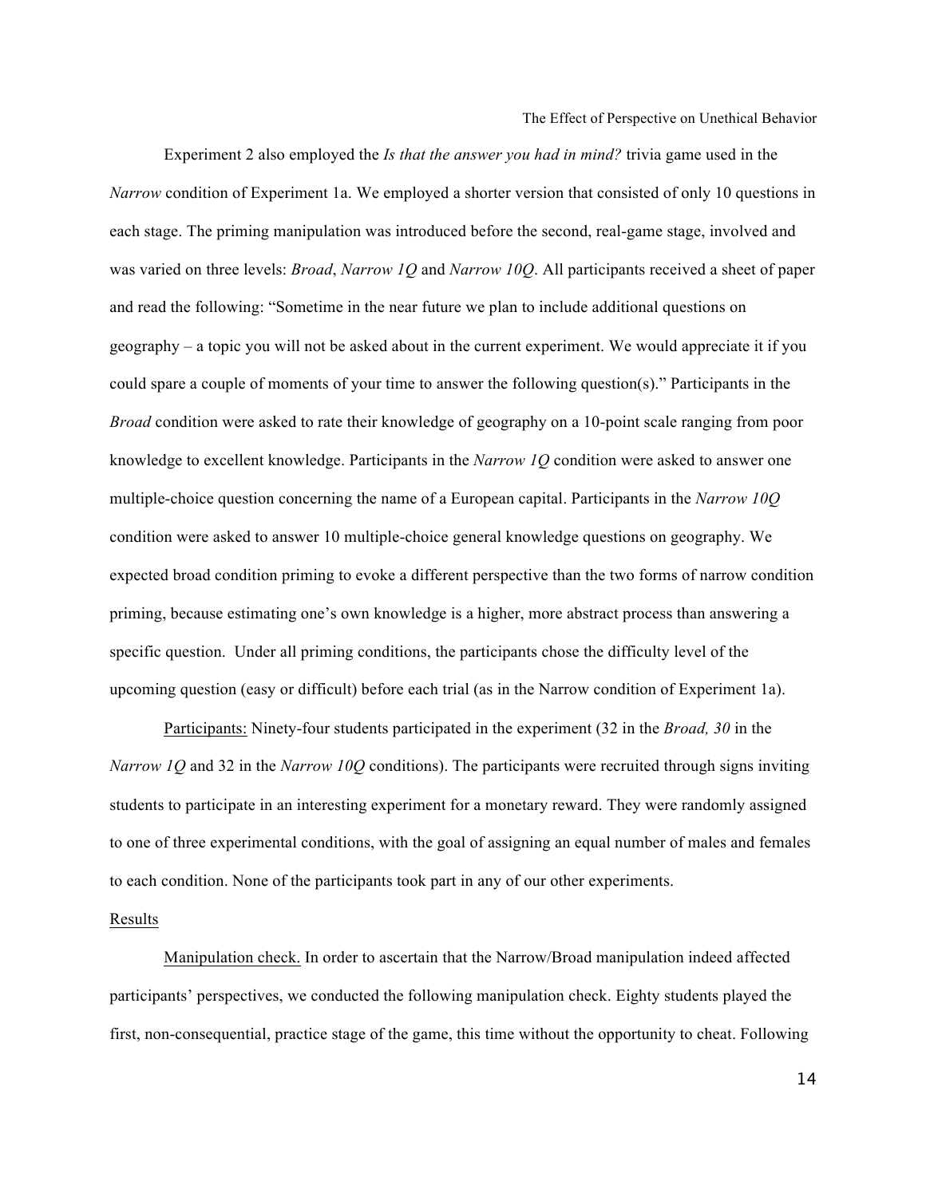Experiment 2 also employed the *Is that the answer you had in mind?* trivia game used in the *Narrow* condition of Experiment 1a. We employed a shorter version that consisted of only 10 questions in each stage. The priming manipulation was introduced before the second, real-game stage, involved and was varied on three levels: *Broad*, *Narrow 1Q* and *Narrow 10Q*. All participants received a sheet of paper and read the following: "Sometime in the near future we plan to include additional questions on geography – a topic you will not be asked about in the current experiment. We would appreciate it if you could spare a couple of moments of your time to answer the following question(s)." Participants in the *Broad* condition were asked to rate their knowledge of geography on a 10-point scale ranging from poor knowledge to excellent knowledge. Participants in the *Narrow 1Q* condition were asked to answer one multiple-choice question concerning the name of a European capital. Participants in the *Narrow 10Q* condition were asked to answer 10 multiple-choice general knowledge questions on geography. We expected broad condition priming to evoke a different perspective than the two forms of narrow condition priming, because estimating one's own knowledge is a higher, more abstract process than answering a specific question. Under all priming conditions, the participants chose the difficulty level of the upcoming question (easy or difficult) before each trial (as in the Narrow condition of Experiment 1a).

Participants: Ninety-four students participated in the experiment (32 in the *Broad, 30* in the *Narrow 1Q* and 32 in the *Narrow 10Q* conditions). The participants were recruited through signs inviting students to participate in an interesting experiment for a monetary reward. They were randomly assigned to one of three experimental conditions, with the goal of assigning an equal number of males and females to each condition. None of the participants took part in any of our other experiments.

Results

Manipulation check. In order to ascertain that the Narrow/Broad manipulation indeed affected participants' perspectives, we conducted the following manipulation check. Eighty students played the first, non-consequential, practice stage of the game, this time without the opportunity to cheat. Following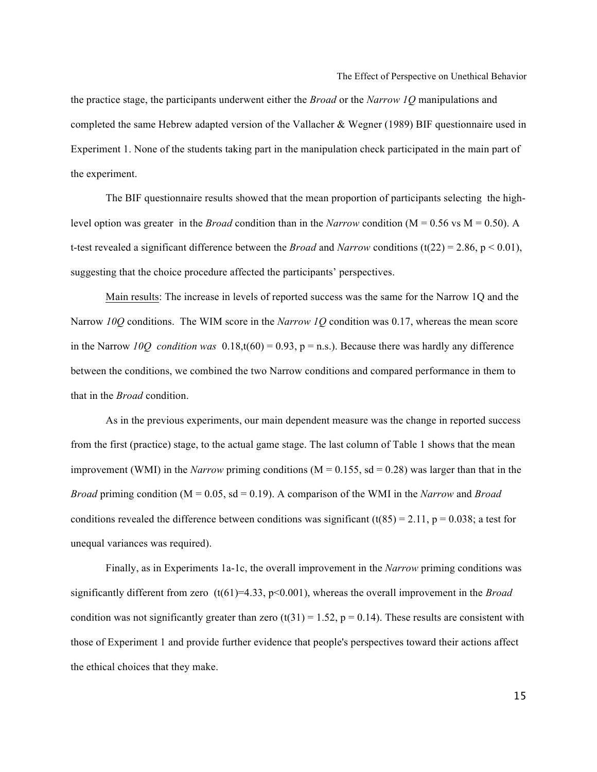the practice stage, the participants underwent either the *Broad* or the *Narrow 1Q* manipulations and completed the same Hebrew adapted version of the Vallacher & Wegner (1989) BIF questionnaire used in Experiment 1. None of the students taking part in the manipulation check participated in the main part of the experiment.

The BIF questionnaire results showed that the mean proportion of participants selecting the high-level option was greater in the *Broad* condition than in the *Narrow* condition ($M = 0.56$ vs $M = 0.50$). A t-test revealed a significant difference between the *Broad* and *Narrow* conditions ($t(22) = 2.86$, $p < 0.01$), suggesting that the choice procedure affected the participants' perspectives.

<u>Main results</u>: The increase in levels of reported success was the same for the Narrow 1Q and the Narrow *10Q* conditions. The WIM score in the *Narrow 1Q* condition was 0.17, whereas the mean score in the Narrow *10Q condition was* 0.18,$t(60) = 0.93$, p = n.s.). Because there was hardly any difference between the conditions, we combined the two Narrow conditions and compared performance in them to that in the *Broad* condition.

As in the previous experiments, our main dependent measure was the change in reported success from the first (practice) stage, to the actual game stage. The last column of Table 1 shows that the mean improvement (WMI) in the *Narrow* priming conditions ($M = 0.155$, $sd = 0.28$) was larger than that in the *Broad* priming condition ($M = 0.05$, $sd = 0.19$). A comparison of the WMI in the *Narrow* and *Broad* conditions revealed the difference between conditions was significant ($t(85) = 2.11$, $p = 0.038$; a test for unequal variances was required).

Finally, as in Experiments 1a-1c, the overall improvement in the *Narrow* priming conditions was significantly different from zero ($t(61)=4.33$, $p<0.001$), whereas the overall improvement in the *Broad* condition was not significantly greater than zero ($t(31) = 1.52$, $p = 0.14$). These results are consistent with those of Experiment 1 and provide further evidence that people's perspectives toward their actions affect the ethical choices that they make.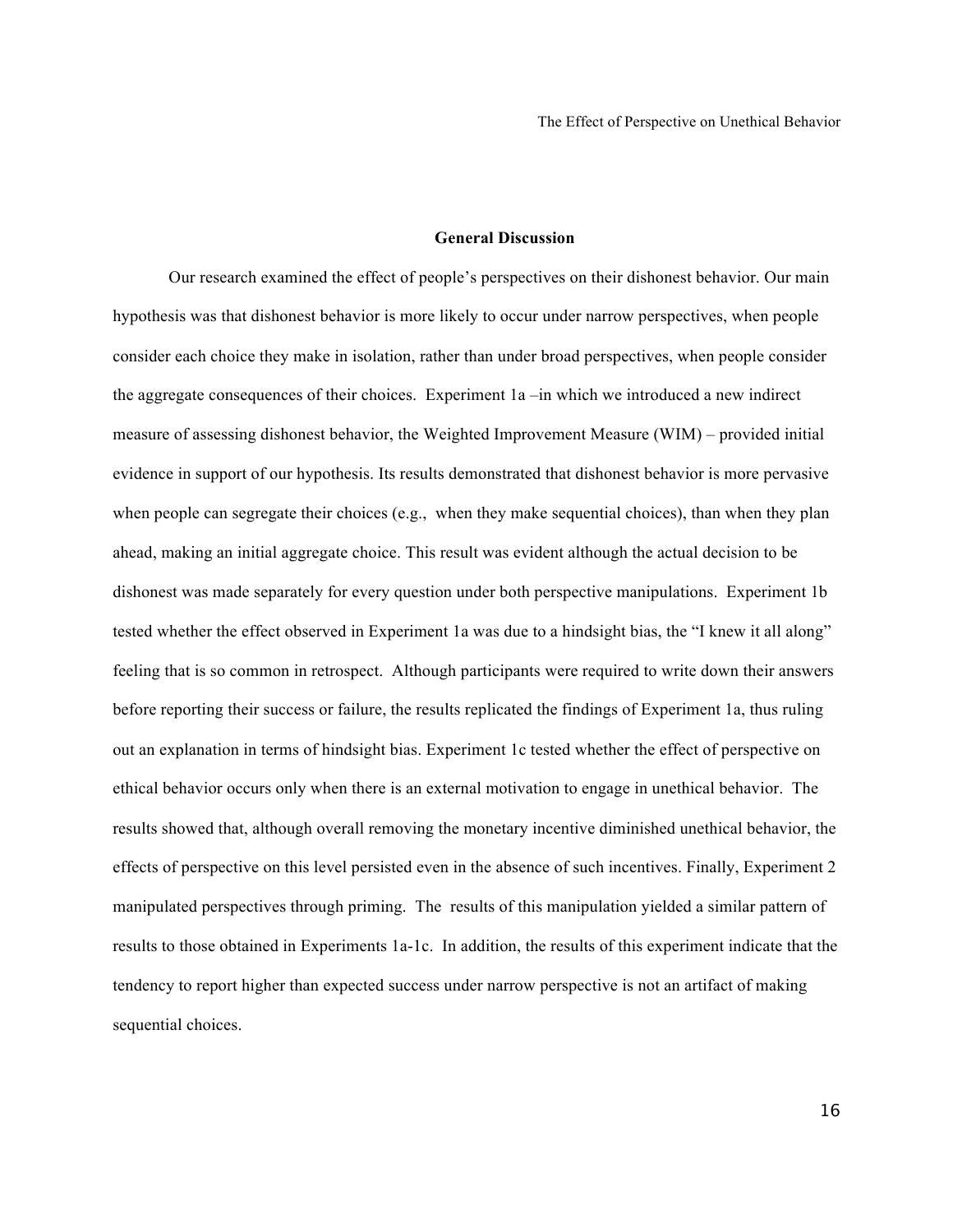## General Discussion

Our research examined the effect of people's perspectives on their dishonest behavior. Our main hypothesis was that dishonest behavior is more likely to occur under narrow perspectives, when people consider each choice they make in isolation, rather than under broad perspectives, when people consider the aggregate consequences of their choices. Experiment 1a –in which we introduced a new indirect measure of assessing dishonest behavior, the Weighted Improvement Measure (WIM) – provided initial evidence in support of our hypothesis. Its results demonstrated that dishonest behavior is more pervasive when people can segregate their choices (e.g., when they make sequential choices), than when they plan ahead, making an initial aggregate choice. This result was evident although the actual decision to be dishonest was made separately for every question under both perspective manipulations. Experiment 1b tested whether the effect observed in Experiment 1a was due to a hindsight bias, the "I knew it all along" feeling that is so common in retrospect. Although participants were required to write down their answers before reporting their success or failure, the results replicated the findings of Experiment 1a, thus ruling out an explanation in terms of hindsight bias. Experiment 1c tested whether the effect of perspective on ethical behavior occurs only when there is an external motivation to engage in unethical behavior. The results showed that, although overall removing the monetary incentive diminished unethical behavior, the effects of perspective on this level persisted even in the absence of such incentives. Finally, Experiment 2 manipulated perspectives through priming. The results of this manipulation yielded a similar pattern of results to those obtained in Experiments 1a-1c. In addition, the results of this experiment indicate that the tendency to report higher than expected success under narrow perspective is not an artifact of making sequential choices.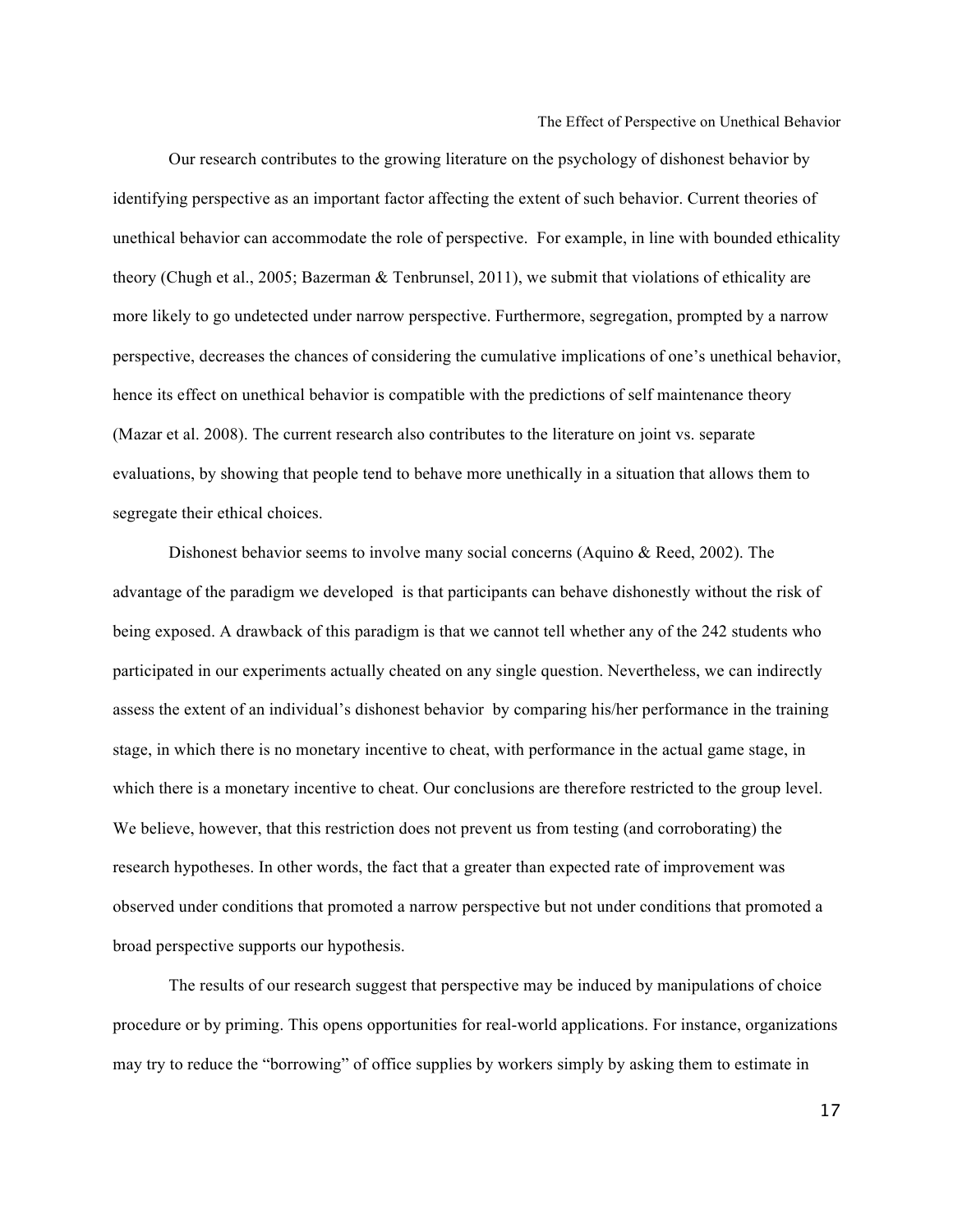Our research contributes to the growing literature on the psychology of dishonest behavior by identifying perspective as an important factor affecting the extent of such behavior. Current theories of unethical behavior can accommodate the role of perspective. For example, in line with bounded ethicality theory (Chugh et al., 2005; Bazerman & Tenbrunsel, 2011), we submit that violations of ethicality are more likely to go undetected under narrow perspective. Furthermore, segregation, prompted by a narrow perspective, decreases the chances of considering the cumulative implications of one's unethical behavior, hence its effect on unethical behavior is compatible with the predictions of self maintenance theory (Mazar et al. 2008). The current research also contributes to the literature on joint vs. separate evaluations, by showing that people tend to behave more unethically in a situation that allows them to segregate their ethical choices.

Dishonest behavior seems to involve many social concerns (Aquino & Reed, 2002). The advantage of the paradigm we developed is that participants can behave dishonestly without the risk of being exposed. A drawback of this paradigm is that we cannot tell whether any of the 242 students who participated in our experiments actually cheated on any single question. Nevertheless, we can indirectly assess the extent of an individual's dishonest behavior by comparing his/her performance in the training stage, in which there is no monetary incentive to cheat, with performance in the actual game stage, in which there is a monetary incentive to cheat. Our conclusions are therefore restricted to the group level. We believe, however, that this restriction does not prevent us from testing (and corroborating) the research hypotheses. In other words, the fact that a greater than expected rate of improvement was observed under conditions that promoted a narrow perspective but not under conditions that promoted a broad perspective supports our hypothesis.

The results of our research suggest that perspective may be induced by manipulations of choice procedure or by priming. This opens opportunities for real-world applications. For instance, organizations may try to reduce the "borrowing" of office supplies by workers simply by asking them to estimate in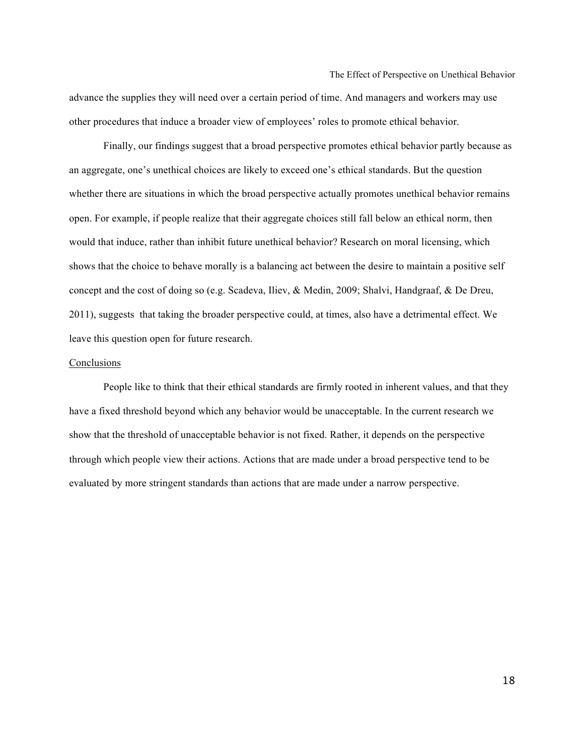advance the supplies they will need over a certain period of time. And managers and workers may use other procedures that induce a broader view of employees' roles to promote ethical behavior.

Finally, our findings suggest that a broad perspective promotes ethical behavior partly because as an aggregate, one's unethical choices are likely to exceed one's ethical standards. But the question whether there are situations in which the broad perspective actually promotes unethical behavior remains open. For example, if people realize that their aggregate choices still fall below an ethical norm, then would that induce, rather than inhibit future unethical behavior? Research on moral licensing, which shows that the choice to behave morally is a balancing act between the desire to maintain a positive self concept and the cost of doing so (e.g. Scadeva, Iliev, & Medin, 2009; Shalvi, Handgraaf, & De Dreu, 2011), suggests that taking the broader perspective could, at times, also have a detrimental effect. We leave this question open for future research.

## Conclusions

People like to think that their ethical standards are firmly rooted in inherent values, and that they have a fixed threshold beyond which any behavior would be unacceptable. In the current research we show that the threshold of unacceptable behavior is not fixed. Rather, it depends on the perspective through which people view their actions. Actions that are made under a broad perspective tend to be evaluated by more stringent standards than actions that are made under a narrow perspective.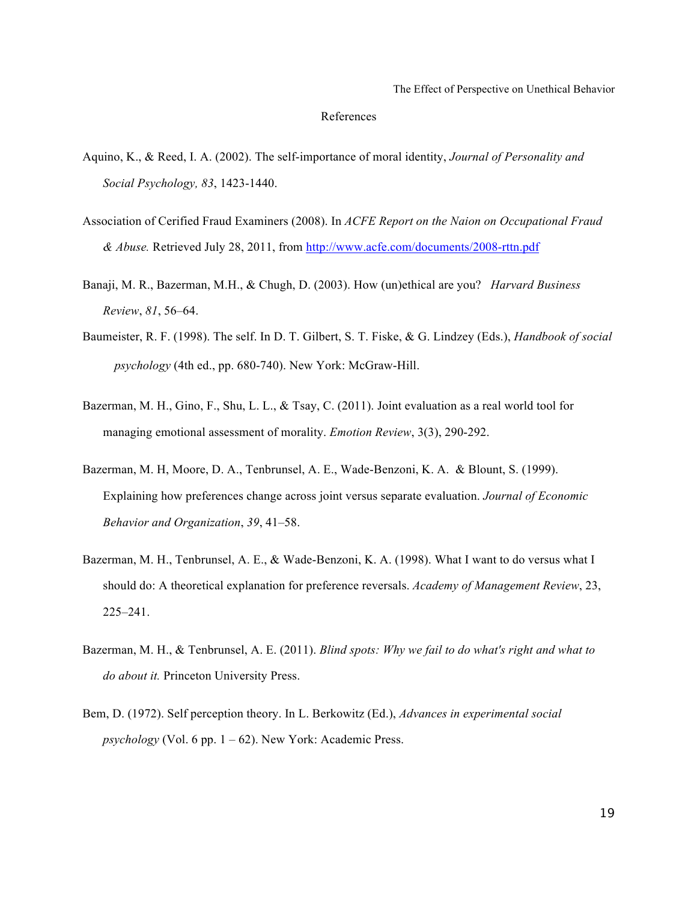## References

Aquino, K., & Reed, I. A. (2002). The self-importance of moral identity, *Journal of Personality and Social Psychology, 83*, 1423-1440.

Association of Cerified Fraud Examiners (2008). In *ACFE Report on the Naion on Occupational Fraud & Abuse.* Retrieved July 28, 2011, from http://www.acfe.com/documents/2008-rttn.pdf

Banaji, M. R., Bazerman, M.H., & Chugh, D. (2003). How (un)ethical are you? *Harvard Business Review*, *81*, 56–64.

Baumeister, R. F. (1998). The self. In D. T. Gilbert, S. T. Fiske, & G. Lindzey (Eds.), *Handbook of social psychology* (4th ed., pp. 680-740). New York: McGraw-Hill.

Bazerman, M. H., Gino, F., Shu, L. L., & Tsay, C. (2011). Joint evaluation as a real world tool for managing emotional assessment of morality. *Emotion Review*, 3(3), 290-292.

Bazerman, M. H, Moore, D. A., Tenbrunsel, A. E., Wade-Benzoni, K. A. & Blount, S. (1999). Explaining how preferences change across joint versus separate evaluation. *Journal of Economic Behavior and Organization*, *39*, 41–58.

Bazerman, M. H., Tenbrunsel, A. E., & Wade-Benzoni, K. A. (1998). What I want to do versus what I should do: A theoretical explanation for preference reversals. *Academy of Management Review*, 23, 225–241.

Bazerman, M. H., & Tenbrunsel, A. E. (2011). *Blind spots: Why we fail to do what's right and what to do about it.* Princeton University Press.

Bem, D. (1972). Self perception theory. In L. Berkowitz (Ed.), *Advances in experimental social psychology* (Vol. 6 pp. 1 – 62). New York: Academic Press.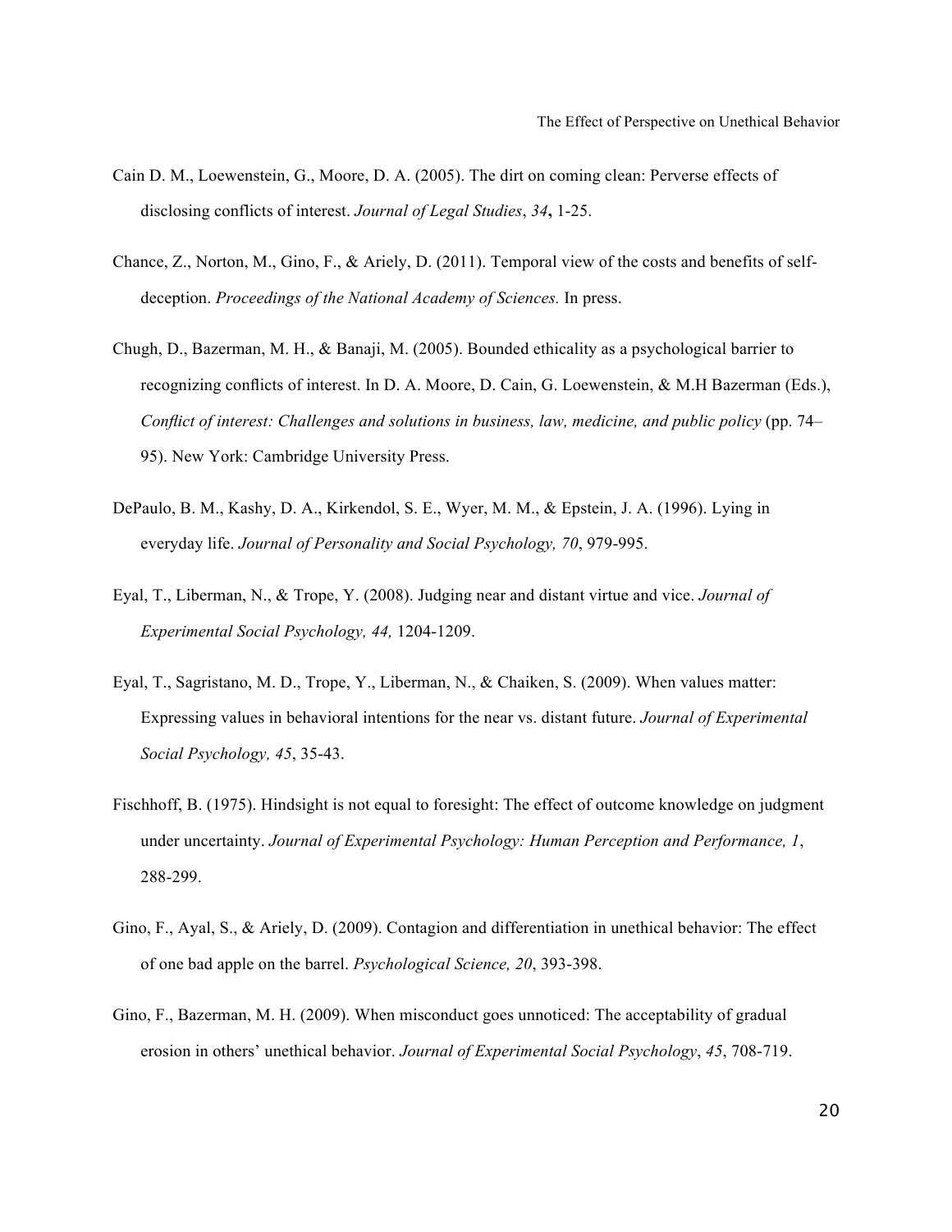Cain D. M., Loewenstein, G., Moore, D. A. (2005). The dirt on coming clean: Perverse effects of disclosing conflicts of interest. *Journal of Legal Studies*, *34***,** 1-25.

Chance, Z., Norton, M., Gino, F., & Ariely, D. (2011). Temporal view of the costs and benefits of self-deception. *Proceedings of the National Academy of Sciences.* In press.

Chugh, D., Bazerman, M. H., & Banaji, M. (2005). Bounded ethicality as a psychological barrier to recognizing conflicts of interest. In D. A. Moore, D. Cain, G. Loewenstein, & M.H Bazerman (Eds.), *Conflict of interest: Challenges and solutions in business, law, medicine, and public policy* (pp. 74–95). New York: Cambridge University Press.

DePaulo, B. M., Kashy, D. A., Kirkendol, S. E., Wyer, M. M., & Epstein, J. A. (1996). Lying in everyday life. *Journal of Personality and Social Psychology, 70*, 979-995.

Eyal, T., Liberman, N., & Trope, Y. (2008). Judging near and distant virtue and vice. *Journal of Experimental Social Psychology, 44,* 1204-1209.

Eyal, T., Sagristano, M. D., Trope, Y., Liberman, N., & Chaiken, S. (2009). When values matter: Expressing values in behavioral intentions for the near vs. distant future. *Journal of Experimental Social Psychology, 45*, 35-43.

Fischhoff, B. (1975). Hindsight is not equal to foresight: The effect of outcome knowledge on judgment under uncertainty. *Journal of Experimental Psychology: Human Perception and Performance, 1*, 288-299.

Gino, F., Ayal, S., & Ariely, D. (2009). Contagion and differentiation in unethical behavior: The effect of one bad apple on the barrel. *Psychological Science, 20*, 393-398.

Gino, F., Bazerman, M. H. (2009). When misconduct goes unnoticed: The acceptability of gradual erosion in others' unethical behavior. *Journal of Experimental Social Psychology*, *45*, 708-719.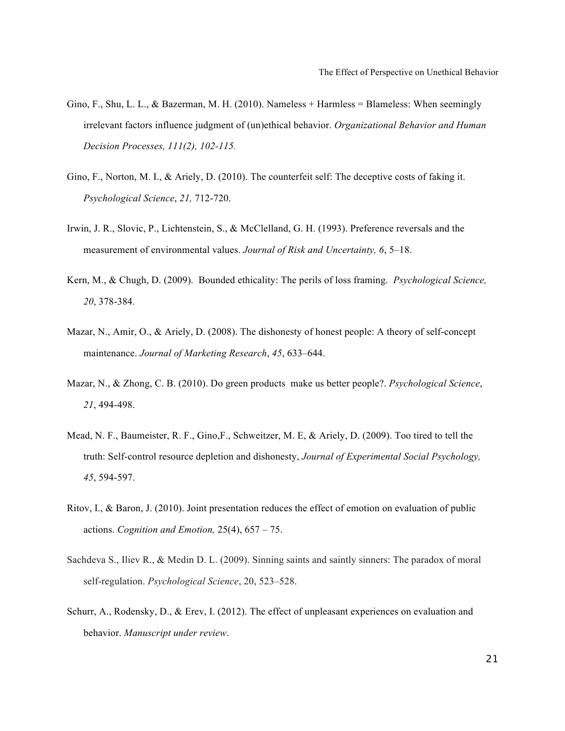Gino, F., Shu, L. L., & Bazerman, M. H. (2010). Nameless + Harmless = Blameless: When seemingly irrelevant factors influence judgment of (un)ethical behavior. *Organizational Behavior and Human Decision Processes, 111(2), 102-115.*

Gino, F., Norton, M. I., & Ariely, D. (2010). The counterfeit self: The deceptive costs of faking it. *Psychological Science*, *21,* 712-720.

Irwin, J. R., Slovic, P., Lichtenstein, S., & McClelland, G. H. (1993). Preference reversals and the measurement of environmental values. *Journal of Risk and Uncertainty, 6*, 5–18.

Kern, M., & Chugh, D. (2009). Bounded ethicality: The perils of loss framing. *Psychological Science, 20*, 378-384.

Mazar, N., Amir, O., & Ariely, D. (2008). The dishonesty of honest people: A theory of self-concept maintenance. *Journal of Marketing Research*, *45*, 633–644.

Mazar, N., & Zhong, C. B. (2010). Do green products make us better people?. *Psychological Science*, *21*, 494-498.

Mead, N. F., Baumeister, R. F., Gino,F., Schweitzer, M. E, & Ariely, D. (2009). Too tired to tell the truth: Self-control resource depletion and dishonesty, *Journal of Experimental Social Psychology, 45*, 594-597.

Ritov, I., & Baron, J. (2010). Joint presentation reduces the effect of emotion on evaluation of public actions. *Cognition and Emotion,* 25(4), 657 – 75.

Sachdeva S., Iliev R., & Medin D. L. (2009). Sinning saints and saintly sinners: The paradox of moral self-regulation. *Psychological Science*, 20, 523–528.

Schurr, A., Rodensky, D., & Erev, I. (2012). The effect of unpleasant experiences on evaluation and behavior. *Manuscript under review*.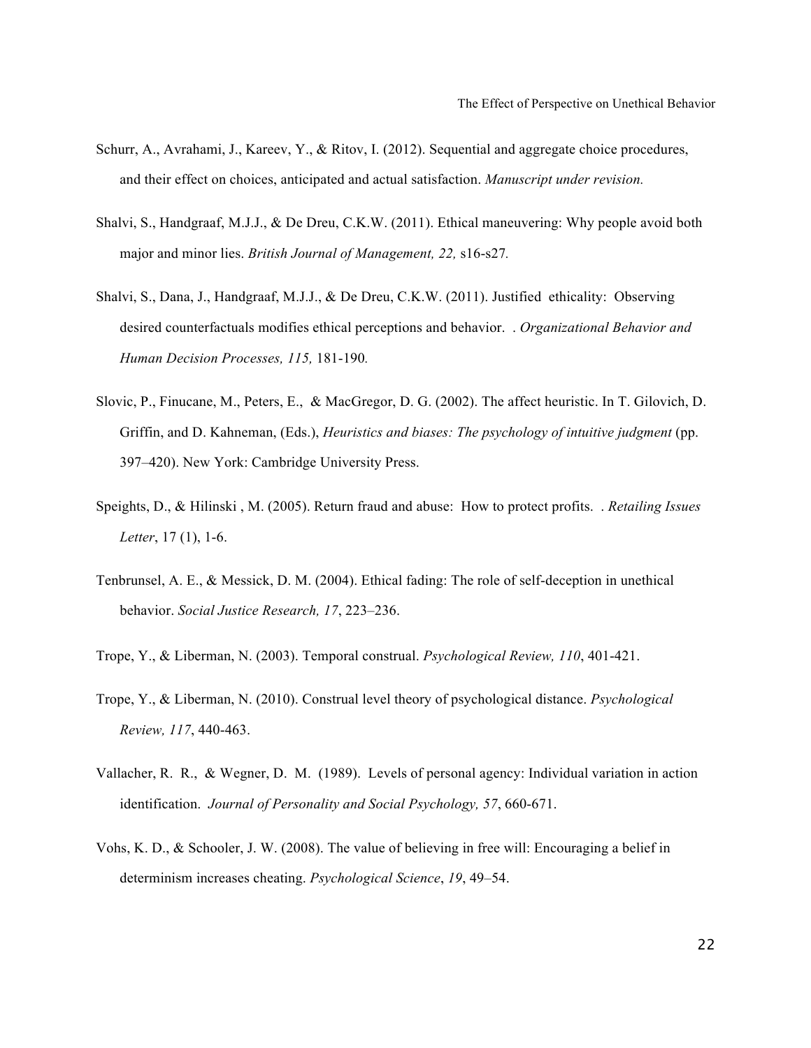Schurr, A., Avrahami, J., Kareev, Y., & Ritov, I. (2012). Sequential and aggregate choice procedures, and their effect on choices, anticipated and actual satisfaction. *Manuscript under revision.*

Shalvi, S., Handgraaf, M.J.J., & De Dreu, C.K.W. (2011). Ethical maneuvering: Why people avoid both major and minor lies. *British Journal of Management, 22,* s16-s27*.*

Shalvi, S., Dana, J., Handgraaf, M.J.J., & De Dreu, C.K.W. (2011). Justified ethicality: Observing desired counterfactuals modifies ethical perceptions and behavior. . *Organizational Behavior and Human Decision Processes, 115,* 181-190*.*

Slovic, P., Finucane, M., Peters, E., & MacGregor, D. G. (2002). The affect heuristic. In T. Gilovich, D. Griffin, and D. Kahneman, (Eds.), *Heuristics and biases: The psychology of intuitive judgment* (pp. 397–420). New York: Cambridge University Press.

Speights, D., & Hilinski , M. (2005). Return fraud and abuse: How to protect profits. . *Retailing Issues Letter*, 17 (1), 1-6.

Tenbrunsel, A. E., & Messick, D. M. (2004). Ethical fading: The role of self-deception in unethical behavior. *Social Justice Research, 17*, 223–236.

Trope, Y., & Liberman, N. (2003). Temporal construal. *Psychological Review, 110*, 401-421.

Trope, Y., & Liberman, N. (2010). Construal level theory of psychological distance. *Psychological Review, 117*, 440-463.

Vallacher, R. R., & Wegner, D. M. (1989). Levels of personal agency: Individual variation in action identification. *Journal of Personality and Social Psychology, 57*, 660-671.

Vohs, K. D., & Schooler, J. W. (2008). The value of believing in free will: Encouraging a belief in determinism increases cheating. *Psychological Science*, *19*, 49–54.